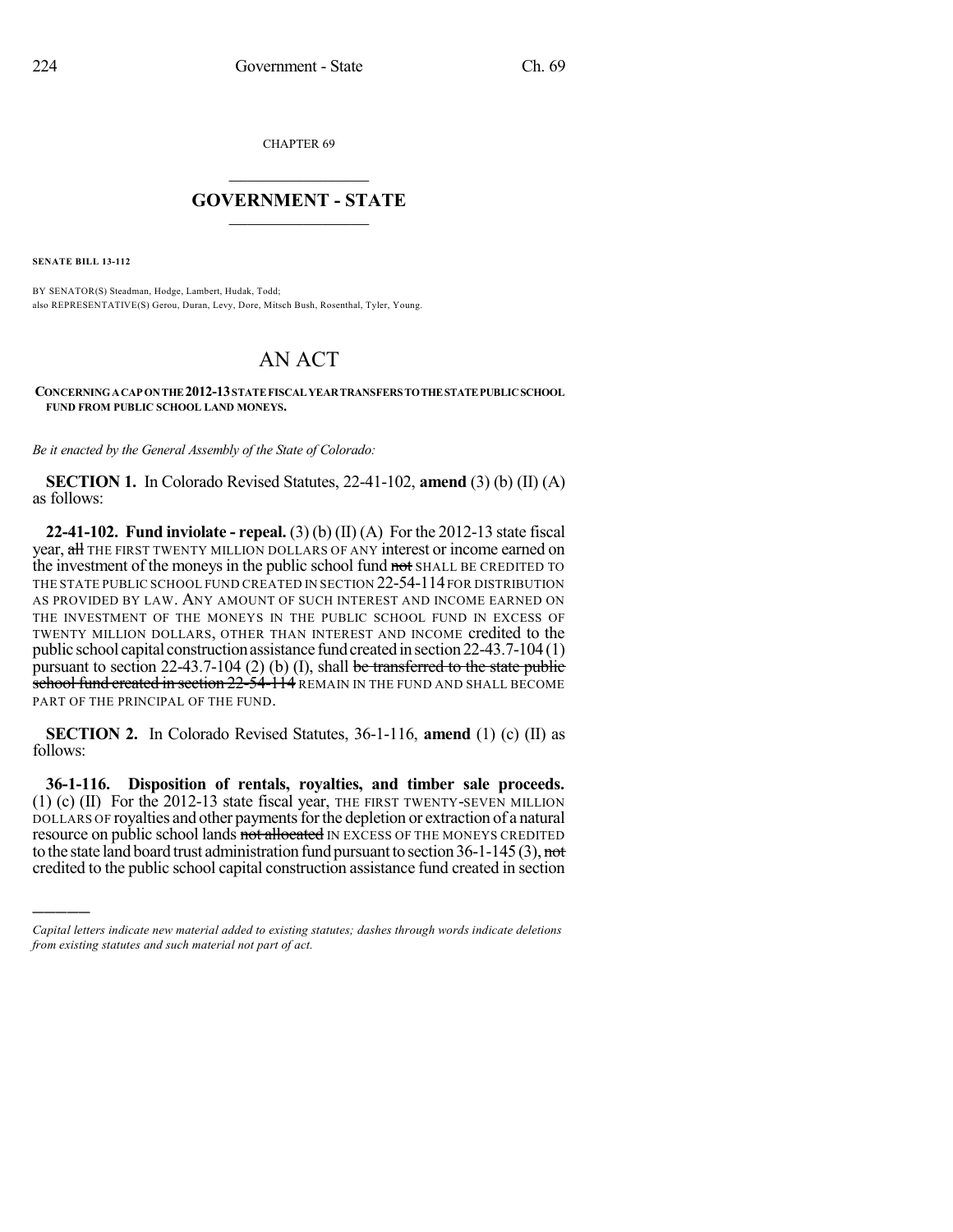CHAPTER 69

## GOVERNMENT - STATE

**SENATE BILL 13-112**

BY SENATOR(S) Steadman, Hodge, Lambert, Hudak, Todd;
also REPRESENTATIVE(S) Gerou, Duran, Levy, Dore, Mitsch Bush, Rosenthal, Tyler, Young.

# AN ACT

**CONCERNING A CAP ON THE 2012-13 STATE FISCAL YEAR TRANSFERS TO THE STATE PUBLIC SCHOOL FUND FROM PUBLIC SCHOOL LAND MONEYS.**

*Be it enacted by the General Assembly of the State of Colorado:*

**SECTION 1.** In Colorado Revised Statutes, 22-41-102, **amend** (3) (b) (II) (A) as follows:

**22-41-102. Fund inviolate - repeal.** (3) (b) (II) (A) For the 2012-13 state fiscal year, ~~all~~ THE FIRST TWENTY MILLION DOLLARS OF ANY interest or income earned on the investment of the moneys in the public school fund ~~not~~ SHALL BE CREDITED TO THE STATE PUBLIC SCHOOL FUND CREATED IN SECTION 22-54-114 FOR DISTRIBUTION AS PROVIDED BY LAW. ANY AMOUNT OF SUCH INTEREST AND INCOME EARNED ON THE INVESTMENT OF THE MONEYS IN THE PUBLIC SCHOOL FUND IN EXCESS OF TWENTY MILLION DOLLARS, OTHER THAN INTEREST AND INCOME credited to the public school capital construction assistance fund created in section 22-43.7-104 (1) pursuant to section 22-43.7-104 (2) (b) (I), shall ~~be transferred to the state public school fund created in section 22-54-114~~ REMAIN IN THE FUND AND SHALL BECOME PART OF THE PRINCIPAL OF THE FUND.

**SECTION 2.** In Colorado Revised Statutes, 36-1-116, **amend** (1) (c) (II) as follows:

**36-1-116. Disposition of rentals, royalties, and timber sale proceeds.** (1) (c) (II) For the 2012-13 state fiscal year, THE FIRST TWENTY-SEVEN MILLION DOLLARS OF royalties and other payments for the depletion or extraction of a natural resource on public school lands ~~not allocated~~ IN EXCESS OF THE MONEYS CREDITED to the state land board trust administration fund pursuant to section 36-1-145 (3), ~~not~~ credited to the public school capital construction assistance fund created in section

*Capital letters indicate new material added to existing statutes; dashes through words indicate deletions from existing statutes and such material not part of act.*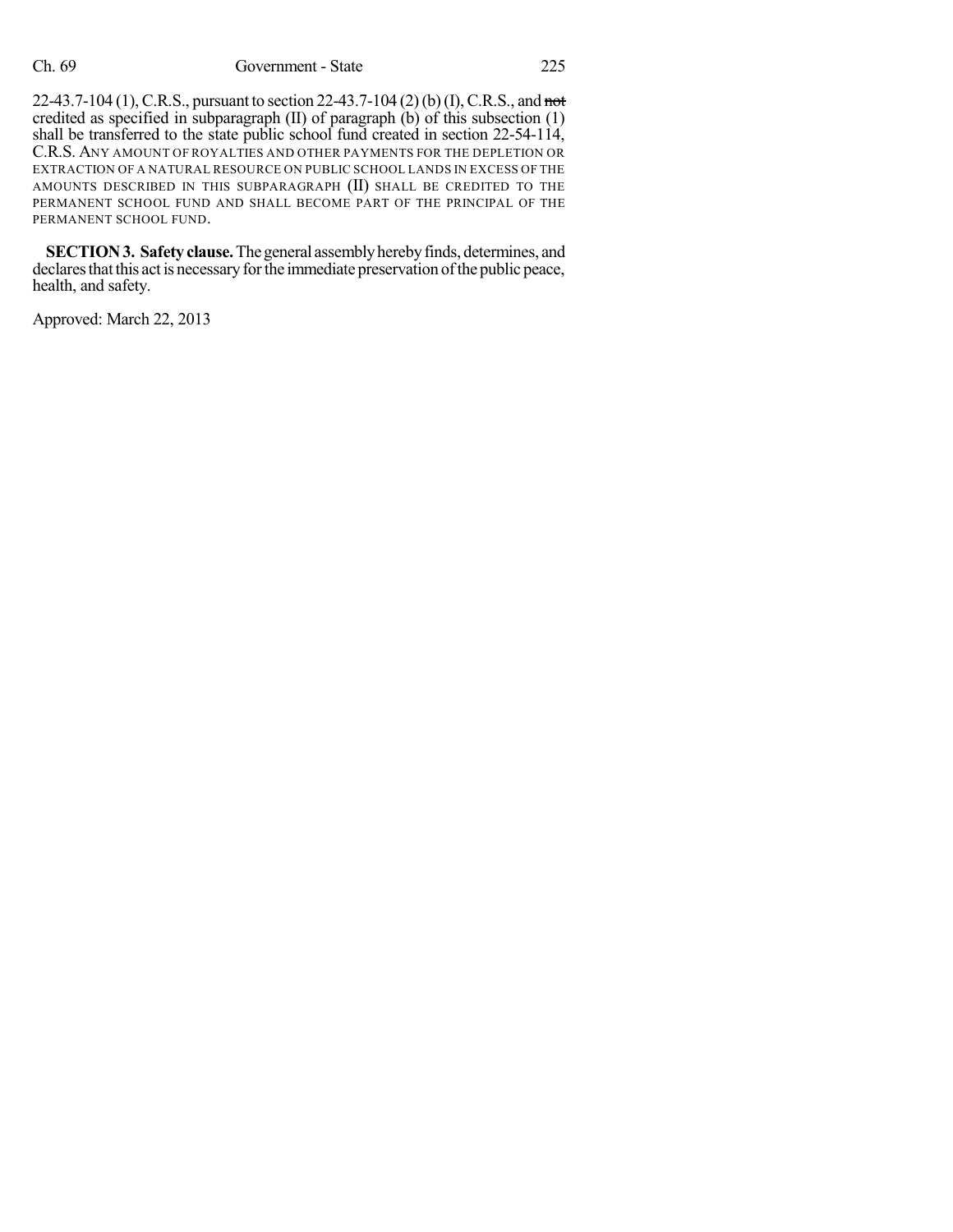22-43.7-104 (1), C.R.S., pursuant to section 22-43.7-104 (2) (b) (I), C.R.S., and ~~not~~ credited as specified in subparagraph (II) of paragraph (b) of this subsection (1) shall be transferred to the state public school fund created in section 22-54-114, C.R.S. ANY AMOUNT OF ROYALTIES AND OTHER PAYMENTS FOR THE DEPLETION OR EXTRACTION OF A NATURAL RESOURCE ON PUBLIC SCHOOL LANDS IN EXCESS OF THE AMOUNTS DESCRIBED IN THIS SUBPARAGRAPH (II) SHALL BE CREDITED TO THE PERMANENT SCHOOL FUND AND SHALL BECOME PART OF THE PRINCIPAL OF THE PERMANENT SCHOOL FUND.

**SECTION 3. Safety clause.** The general assembly hereby finds, determines, and declares that this act is necessary for the immediate preservation of the public peace, health, and safety.

Approved: March 22, 2013